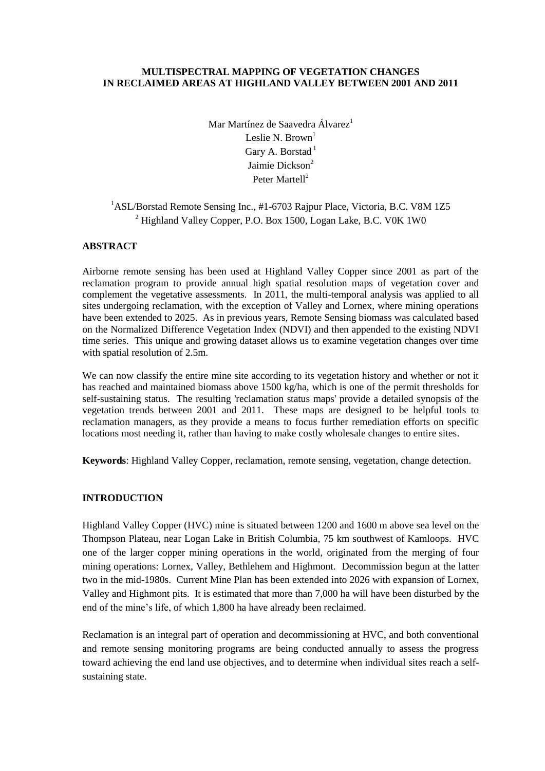# MULTISPECTRAL MAPPING OF VEGETATION CHANGES IN RECLAIMED AREAS AT HIGHLAND VALLEY BETWEEN 2001 AND 2011

Mar Martínez de Saavedra Álvarez[1]
Leslie N. Brown[1]
Gary A. Borstad[1]
Jaimie Dickson[2]
Peter Martell[2]

[1]ASL/Borstad Remote Sensing Inc., #1-6703 Rajpur Place, Victoria, B.C. V8M 1Z5
[2] Highland Valley Copper, P.O. Box 1500, Logan Lake, B.C. V0K 1W0

## ABSTRACT

Airborne remote sensing has been used at Highland Valley Copper since 2001 as part of the reclamation program to provide annual high spatial resolution maps of vegetation cover and complement the vegetative assessments. In 2011, the multi-temporal analysis was applied to all sites undergoing reclamation, with the exception of Valley and Lornex, where mining operations have been extended to 2025. As in previous years, Remote Sensing biomass was calculated based on the Normalized Difference Vegetation Index (NDVI) and then appended to the existing NDVI time series. This unique and growing dataset allows us to examine vegetation changes over time with spatial resolution of 2.5m.

We can now classify the entire mine site according to its vegetation history and whether or not it has reached and maintained biomass above 1500 kg/ha, which is one of the permit thresholds for self-sustaining status. The resulting 'reclamation status maps' provide a detailed synopsis of the vegetation trends between 2001 and 2011. These maps are designed to be helpful tools to reclamation managers, as they provide a means to focus further remediation efforts on specific locations most needing it, rather than having to make costly wholesale changes to entire sites.

**Keywords**: Highland Valley Copper, reclamation, remote sensing, vegetation, change detection.

## INTRODUCTION

Highland Valley Copper (HVC) mine is situated between 1200 and 1600 m above sea level on the Thompson Plateau, near Logan Lake in British Columbia, 75 km southwest of Kamloops. HVC one of the larger copper mining operations in the world, originated from the merging of four mining operations: Lornex, Valley, Bethlehem and Highmont. Decommission begun at the latter two in the mid-1980s. Current Mine Plan has been extended into 2026 with expansion of Lornex, Valley and Highmont pits. It is estimated that more than 7,000 ha will have been disturbed by the end of the mine's life, of which 1,800 ha have already been reclaimed.

Reclamation is an integral part of operation and decommissioning at HVC, and both conventional and remote sensing monitoring programs are being conducted annually to assess the progress toward achieving the end land use objectives, and to determine when individual sites reach a self-sustaining state.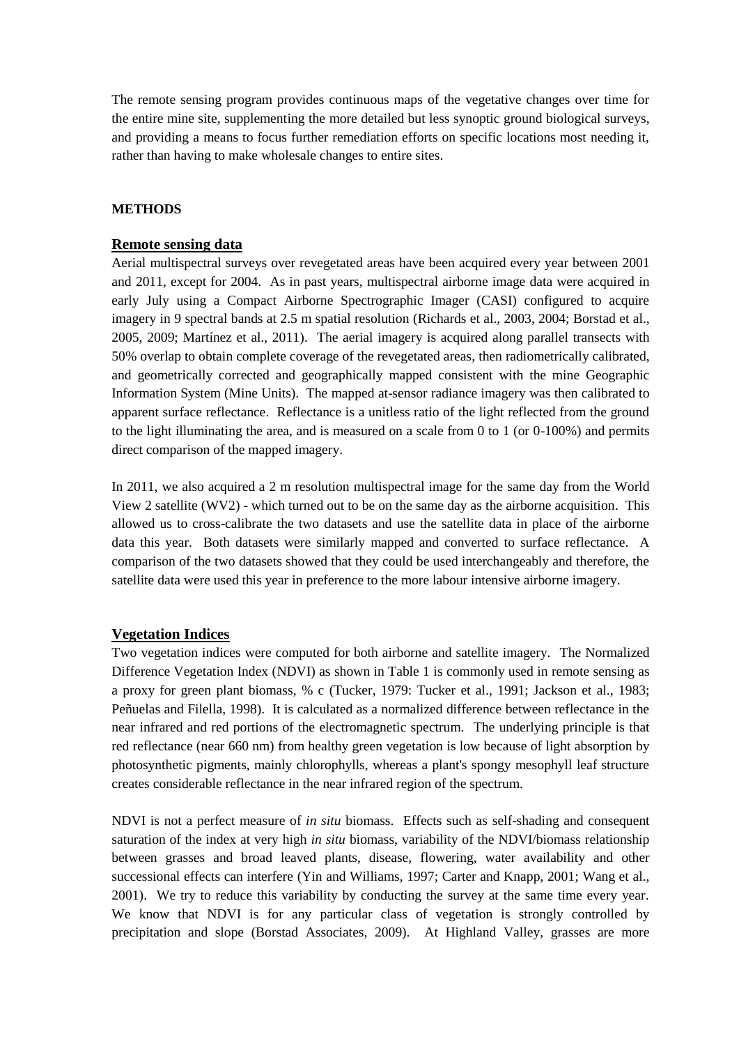The remote sensing program provides continuous maps of the vegetative changes over time for the entire mine site, supplementing the more detailed but less synoptic ground biological surveys, and providing a means to focus further remediation efforts on specific locations most needing it, rather than having to make wholesale changes to entire sites.

**METHODS**

## Remote sensing data

Aerial multispectral surveys over revegetated areas have been acquired every year between 2001 and 2011, except for 2004. As in past years, multispectral airborne image data were acquired in early July using a Compact Airborne Spectrographic Imager (CASI) configured to acquire imagery in 9 spectral bands at 2.5 m spatial resolution (Richards et al., 2003, 2004; Borstad et al., 2005, 2009; Martínez et al., 2011). The aerial imagery is acquired along parallel transects with 50% overlap to obtain complete coverage of the revegetated areas, then radiometrically calibrated, and geometrically corrected and geographically mapped consistent with the mine Geographic Information System (Mine Units). The mapped at-sensor radiance imagery was then calibrated to apparent surface reflectance. Reflectance is a unitless ratio of the light reflected from the ground to the light illuminating the area, and is measured on a scale from 0 to 1 (or 0-100%) and permits direct comparison of the mapped imagery.

In 2011, we also acquired a 2 m resolution multispectral image for the same day from the World View 2 satellite (WV2) - which turned out to be on the same day as the airborne acquisition. This allowed us to cross-calibrate the two datasets and use the satellite data in place of the airborne data this year. Both datasets were similarly mapped and converted to surface reflectance. A comparison of the two datasets showed that they could be used interchangeably and therefore, the satellite data were used this year in preference to the more labour intensive airborne imagery.

## Vegetation Indices

Two vegetation indices were computed for both airborne and satellite imagery. The Normalized Difference Vegetation Index (NDVI) as shown in Table 1 is commonly used in remote sensing as a proxy for green plant biomass, % c (Tucker, 1979: Tucker et al., 1991; Jackson et al., 1983; Peñuelas and Filella, 1998). It is calculated as a normalized difference between reflectance in the near infrared and red portions of the electromagnetic spectrum. The underlying principle is that red reflectance (near 660 nm) from healthy green vegetation is low because of light absorption by photosynthetic pigments, mainly chlorophylls, whereas a plant's spongy mesophyll leaf structure creates considerable reflectance in the near infrared region of the spectrum.

NDVI is not a perfect measure of *in situ* biomass. Effects such as self-shading and consequent saturation of the index at very high *in situ* biomass, variability of the NDVI/biomass relationship between grasses and broad leaved plants, disease, flowering, water availability and other successional effects can interfere (Yin and Williams, 1997; Carter and Knapp, 2001; Wang et al., 2001). We try to reduce this variability by conducting the survey at the same time every year. We know that NDVI is for any particular class of vegetation is strongly controlled by precipitation and slope (Borstad Associates, 2009). At Highland Valley, grasses are more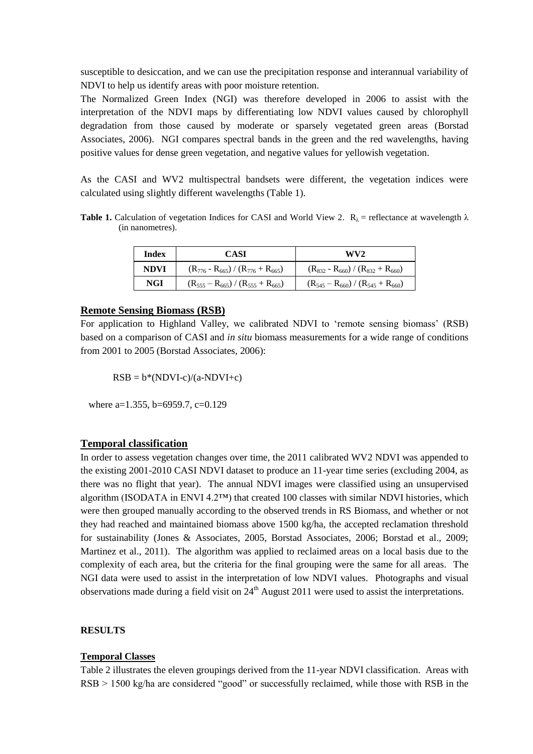susceptible to desiccation, and we can use the precipitation response and interannual variability of NDVI to help us identify areas with poor moisture retention.

The Normalized Green Index (NGI) was therefore developed in 2006 to assist with the interpretation of the NDVI maps by differentiating low NDVI values caused by chlorophyll degradation from those caused by moderate or sparsely vegetated green areas (Borstad Associates, 2006). NGI compares spectral bands in the green and the red wavelengths, having positive values for dense green vegetation, and negative values for yellowish vegetation.

As the CASI and WV2 multispectral bandsets were different, the vegetation indices were calculated using slightly different wavelengths (Table 1).

**Table 1.** Calculation of vegetation Indices for CASI and World View 2. $R_\lambda$ = reflectance at wavelength $\lambda$ (in nanometres).

| Index | CASI | WV2 |
|---|---|---|
| **NDVI** | $(R_{776} - R_{665}) / (R_{776} + R_{665})$ | $(R_{832} - R_{660}) / (R_{832} + R_{660})$ |
| **NGI** | $(R_{555} - R_{665}) / (R_{555} + R_{665})$ | $(R_{545} - R_{660}) / (R_{545} + R_{660})$ |

## Remote Sensing Biomass (RSB)

For application to Highland Valley, we calibrated NDVI to 'remote sensing biomass' (RSB) based on a comparison of CASI and *in situ* biomass measurements for a wide range of conditions from 2001 to 2005 (Borstad Associates, 2006):

$$RSB = b*(NDVI-c)/(a-NDVI+c)$$

where a=1.355, b=6959.7, c=0.129

## Temporal classification

In order to assess vegetation changes over time, the 2011 calibrated WV2 NDVI was appended to the existing 2001-2010 CASI NDVI dataset to produce an 11-year time series (excluding 2004, as there was no flight that year). The annual NDVI images were classified using an unsupervised algorithm (ISODATA in ENVI 4.2™) that created 100 classes with similar NDVI histories, which were then grouped manually according to the observed trends in RS Biomass, and whether or not they had reached and maintained biomass above 1500 kg/ha, the accepted reclamation threshold for sustainability (Jones & Associates, 2005, Borstad Associates, 2006; Borstad et al., 2009; Martinez et al., 2011). The algorithm was applied to reclaimed areas on a local basis due to the complexity of each area, but the criteria for the final grouping were the same for all areas. The NGI data were used to assist in the interpretation of low NDVI values. Photographs and visual observations made during a field visit on 24th August 2011 were used to assist the interpretations.

# RESULTS

## Temporal Classes

Table 2 illustrates the eleven groupings derived from the 11-year NDVI classification. Areas with RSB > 1500 kg/ha are considered "good" or successfully reclaimed, while those with RSB in the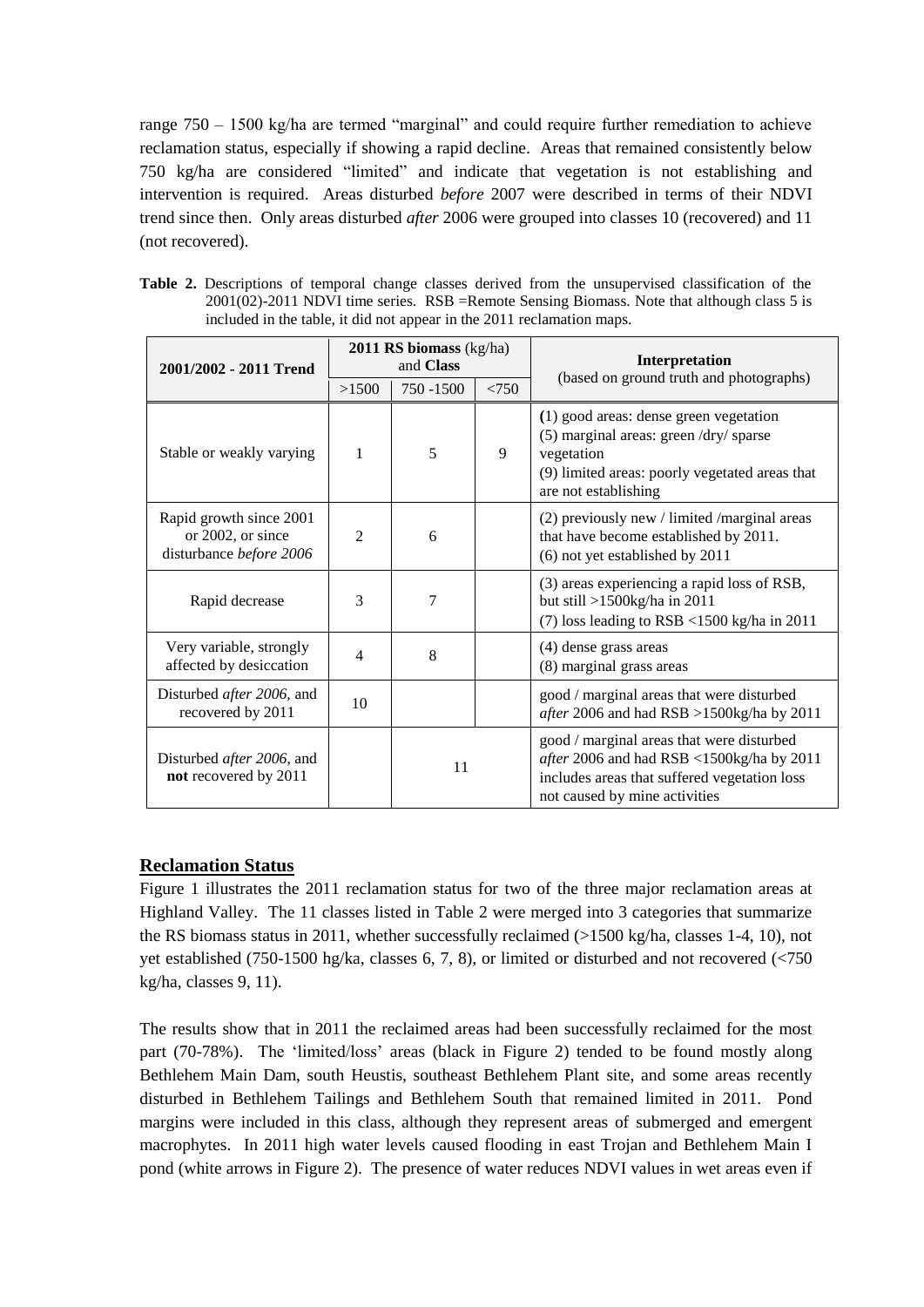range 750 – 1500 kg/ha are termed "marginal" and could require further remediation to achieve reclamation status, especially if showing a rapid decline. Areas that remained consistently below 750 kg/ha are considered "limited" and indicate that vegetation is not establishing and intervention is required. Areas disturbed *before* 2007 were described in terms of their NDVI trend since then. Only areas disturbed *after* 2006 were grouped into classes 10 (recovered) and 11 (not recovered).

**Table 2.** Descriptions of temporal change classes derived from the unsupervised classification of the 2001(02)-2011 NDVI time series. RSB =Remote Sensing Biomass. Note that although class 5 is included in the table, it did not appear in the 2011 reclamation maps.

| 2001/2002 - 2011 Trend | 2011 RS biomass (kg/ha) and **Class** | | | Interpretation (based on ground truth and photographs) |
|---|---|---|---|---|
| | >1500 | 750 -1500 | <750 | |
| Stable or weakly varying | 1 | 5 | 9 | (1) good areas: dense green vegetation (5) marginal areas: green /dry/ sparse vegetation (9) limited areas: poorly vegetated areas that are not establishing |
| Rapid growth since 2001 or 2002, or since disturbance *before 2006* | 2 | 6 | | (2) previously new / limited /marginal areas that have become established by 2011. (6) not yet established by 2011 |
| Rapid decrease | 3 | 7 | | (3) areas experiencing a rapid loss of RSB, but still >1500kg/ha in 2011 (7) loss leading to RSB <1500 kg/ha in 2011 |
| Very variable, strongly affected by desiccation | 4 | 8 | | (4) dense grass areas (8) marginal grass areas |
| Disturbed *after 2006*, and recovered by 2011 | 10 | | | good / marginal areas that were disturbed *after* 2006 and had RSB >1500kg/ha by 2011 |
| Disturbed *after 2006*, and **not** recovered by 2011 | | 11 | | good / marginal areas that were disturbed *after* 2006 and had RSB <1500kg/ha by 2011 includes areas that suffered vegetation loss not caused by mine activities |

## Reclamation Status

Figure 1 illustrates the 2011 reclamation status for two of the three major reclamation areas at Highland Valley. The 11 classes listed in Table 2 were merged into 3 categories that summarize the RS biomass status in 2011, whether successfully reclaimed (>1500 kg/ha, classes 1-4, 10), not yet established (750-1500 hg/ka, classes 6, 7, 8), or limited or disturbed and not recovered (<750 kg/ha, classes 9, 11).

The results show that in 2011 the reclaimed areas had been successfully reclaimed for the most part (70-78%). The 'limited/loss' areas (black in Figure 2) tended to be found mostly along Bethlehem Main Dam, south Heustis, southeast Bethlehem Plant site, and some areas recently disturbed in Bethlehem Tailings and Bethlehem South that remained limited in 2011. Pond margins were included in this class, although they represent areas of submerged and emergent macrophytes. In 2011 high water levels caused flooding in east Trojan and Bethlehem Main I pond (white arrows in Figure 2). The presence of water reduces NDVI values in wet areas even if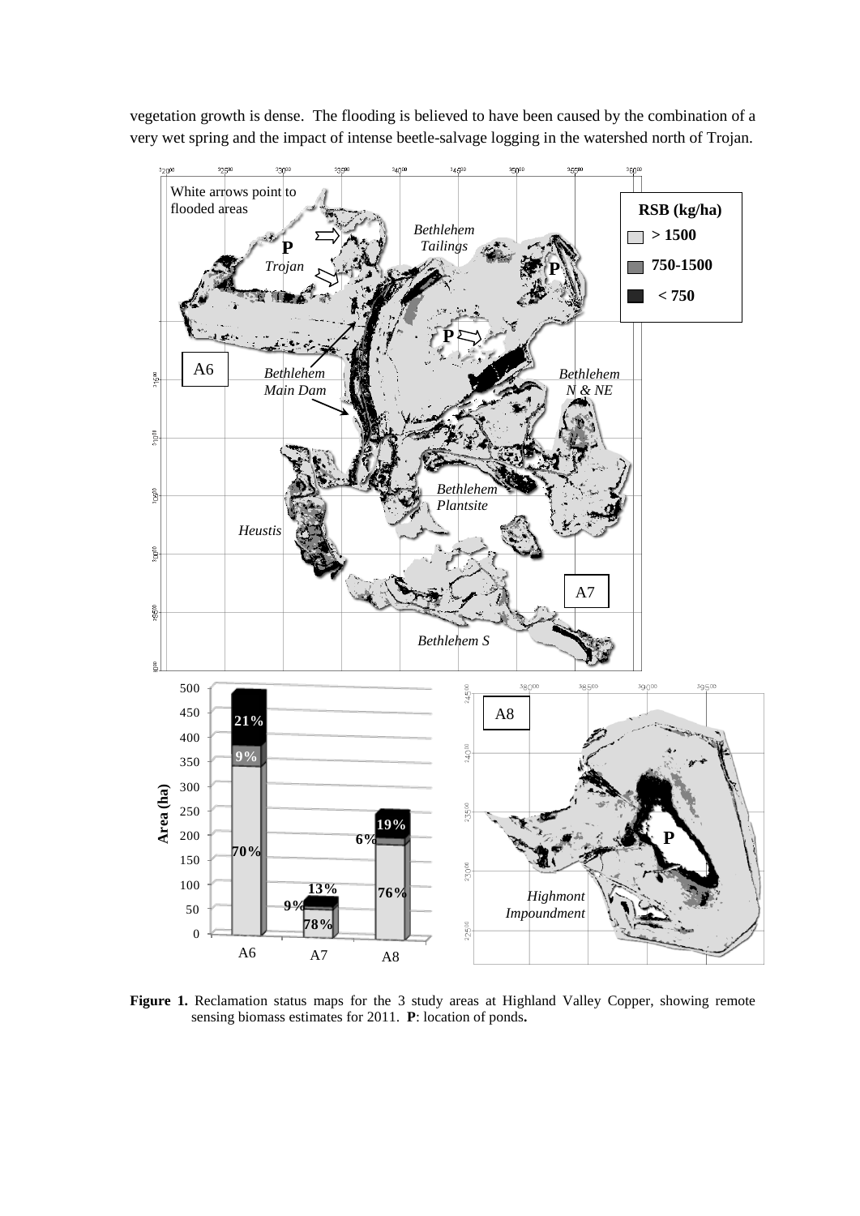vegetation growth is dense. The flooding is believed to have been caused by the combination of a very wet spring and the impact of intense beetle-salvage logging in the watershed north of Trojan.

**Figure 1.** Reclamation status maps for the 3 study areas at Highland Valley Copper, showing remote sensing biomass estimates for 2011. **P**: location of ponds**.**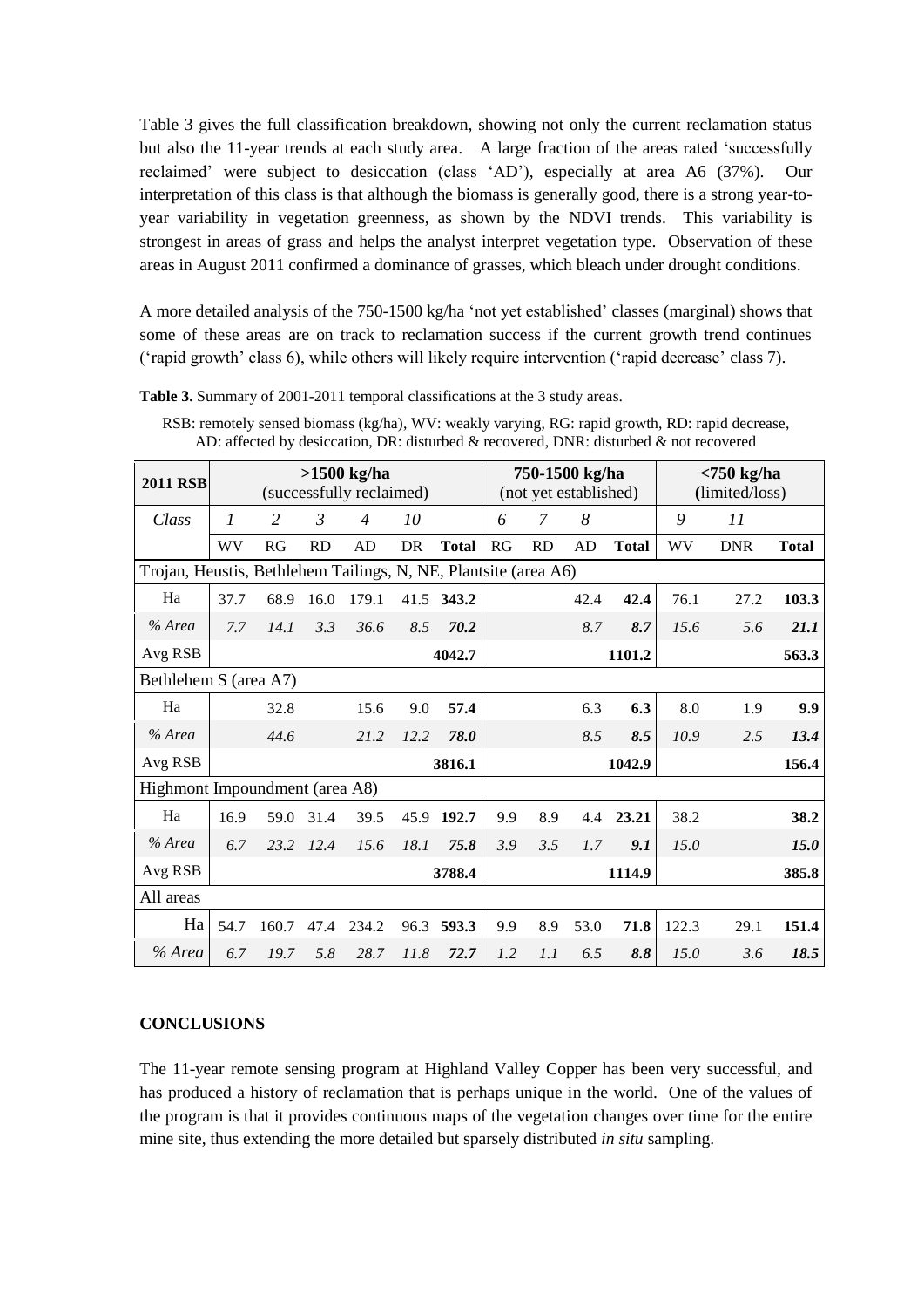Table 3 gives the full classification breakdown, showing not only the current reclamation status but also the 11-year trends at each study area. A large fraction of the areas rated 'successfully reclaimed' were subject to desiccation (class 'AD'), especially at area A6 (37%). Our interpretation of this class is that although the biomass is generally good, there is a strong year-to-year variability in vegetation greenness, as shown by the NDVI trends. This variability is strongest in areas of grass and helps the analyst interpret vegetation type. Observation of these areas in August 2011 confirmed a dominance of grasses, which bleach under drought conditions.

A more detailed analysis of the 750-1500 kg/ha 'not yet established' classes (marginal) shows that some of these areas are on track to reclamation success if the current growth trend continues ('rapid growth' class 6), while others will likely require intervention ('rapid decrease' class 7).

**Table 3.** Summary of 2001-2011 temporal classifications at the 3 study areas.

RSB: remotely sensed biomass (kg/ha), WV: weakly varying, RG: rapid growth, RD: rapid decrease, AD: affected by desiccation, DR: disturbed & recovered, DNR: disturbed & not recovered

| **2011 RSB** | **>1500 kg/ha** (successfully reclaimed) | | | | | | **750-1500 kg/ha** (not yet established) | | | | **<750 kg/ha** (limited/loss) | | |
|---|---|---|---|---|---|---|---|---|---|---|---|---|---|
| *Class* | *1* | *2* | *3* | *4* | *10* | | *6* | *7* | *8* | | *9* | *11* | |
| | WV | RG | RD | AD | DR | **Total** | RG | RD | AD | **Total** | WV | DNR | **Total** |
| Trojan, Heustis, Bethlehem Tailings, N, NE, Plantsite (area A6) | | | | | | | | | | | | | |
| Ha | 37.7 | 68.9 | 16.0 | 179.1 | 41.5 | **343.2** | | | 42.4 | **42.4** | 76.1 | 27.2 | **103.3** |
| *% Area* | *7.7* | *14.1* | *3.3* | *36.6* | *8.5* | ***70.2*** | | | *8.7* | ***8.7*** | *15.6* | *5.6* | ***21.1*** |
| Avg RSB | | | | | | **4042.7** | | | | **1101.2** | | | **563.3** |
| Bethlehem S (area A7) | | | | | | | | | | | | | |
| Ha | | 32.8 | | 15.6 | 9.0 | **57.4** | | | 6.3 | **6.3** | 8.0 | 1.9 | **9.9** |
| *% Area* | | *44.6* | | *21.2* | *12.2* | ***78.0*** | | | *8.5* | ***8.5*** | *10.9* | *2.5* | ***13.4*** |
| Avg RSB | | | | | | **3816.1** | | | | **1042.9** | | | **156.4** |
| Highmont Impoundment (area A8) | | | | | | | | | | | | | |
| Ha | 16.9 | 59.0 | 31.4 | 39.5 | 45.9 | **192.7** | 9.9 | 8.9 | 4.4 | **23.21** | 38.2 | | **38.2** |
| *% Area* | *6.7* | *23.2* | *12.4* | *15.6* | *18.1* | ***75.8*** | *3.9* | *3.5* | *1.7* | ***9.1*** | *15.0* | | ***15.0*** |
| Avg RSB | | | | | | **3788.4** | | | | **1114.9** | | | **385.8** |
| All areas | | | | | | | | | | | | | |
| Ha | 54.7 | 160.7 | 47.4 | 234.2 | 96.3 | **593.3** | 9.9 | 8.9 | 53.0 | **71.8** | 122.3 | 29.1 | **151.4** |
| *% Area* | *6.7* | *19.7* | *5.8* | *28.7* | *11.8* | ***72.7*** | *1.2* | *1.1* | *6.5* | ***8.8*** | *15.0* | *3.6* | ***18.5*** |

## CONCLUSIONS

The 11-year remote sensing program at Highland Valley Copper has been very successful, and has produced a history of reclamation that is perhaps unique in the world. One of the values of the program is that it provides continuous maps of the vegetation changes over time for the entire mine site, thus extending the more detailed but sparsely distributed *in situ* sampling.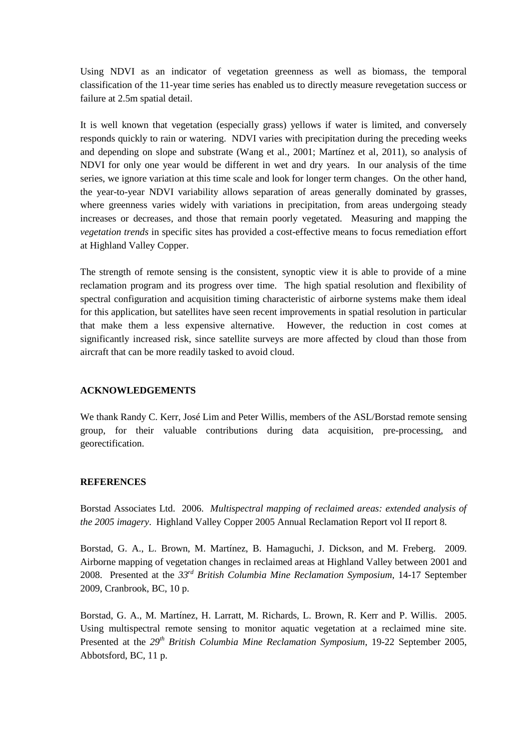Using NDVI as an indicator of vegetation greenness as well as biomass, the temporal classification of the 11-year time series has enabled us to directly measure revegetation success or failure at 2.5m spatial detail.

It is well known that vegetation (especially grass) yellows if water is limited, and conversely responds quickly to rain or watering. NDVI varies with precipitation during the preceding weeks and depending on slope and substrate (Wang et al., 2001; Martínez et al, 2011), so analysis of NDVI for only one year would be different in wet and dry years. In our analysis of the time series, we ignore variation at this time scale and look for longer term changes. On the other hand, the year-to-year NDVI variability allows separation of areas generally dominated by grasses, where greenness varies widely with variations in precipitation, from areas undergoing steady increases or decreases, and those that remain poorly vegetated. Measuring and mapping the *vegetation trends* in specific sites has provided a cost-effective means to focus remediation effort at Highland Valley Copper.

The strength of remote sensing is the consistent, synoptic view it is able to provide of a mine reclamation program and its progress over time. The high spatial resolution and flexibility of spectral configuration and acquisition timing characteristic of airborne systems make them ideal for this application, but satellites have seen recent improvements in spatial resolution in particular that make them a less expensive alternative. However, the reduction in cost comes at significantly increased risk, since satellite surveys are more affected by cloud than those from aircraft that can be more readily tasked to avoid cloud.

## ACKNOWLEDGEMENTS

We thank Randy C. Kerr, José Lim and Peter Willis, members of the ASL/Borstad remote sensing group, for their valuable contributions during data acquisition, pre-processing, and georectification.

## REFERENCES

Borstad Associates Ltd. 2006. *Multispectral mapping of reclaimed areas: extended analysis of the 2005 imagery*. Highland Valley Copper 2005 Annual Reclamation Report vol II report 8.

Borstad, G. A., L. Brown, M. Martínez, B. Hamaguchi, J. Dickson, and M. Freberg. 2009. Airborne mapping of vegetation changes in reclaimed areas at Highland Valley between 2001 and 2008. Presented at the *33rd British Columbia Mine Reclamation Symposium*, 14-17 September 2009, Cranbrook, BC, 10 p.

Borstad, G. A., M. Martínez, H. Larratt, M. Richards, L. Brown, R. Kerr and P. Willis. 2005. Using multispectral remote sensing to monitor aquatic vegetation at a reclaimed mine site. Presented at the *29th British Columbia Mine Reclamation Symposium*, 19-22 September 2005, Abbotsford, BC, 11 p.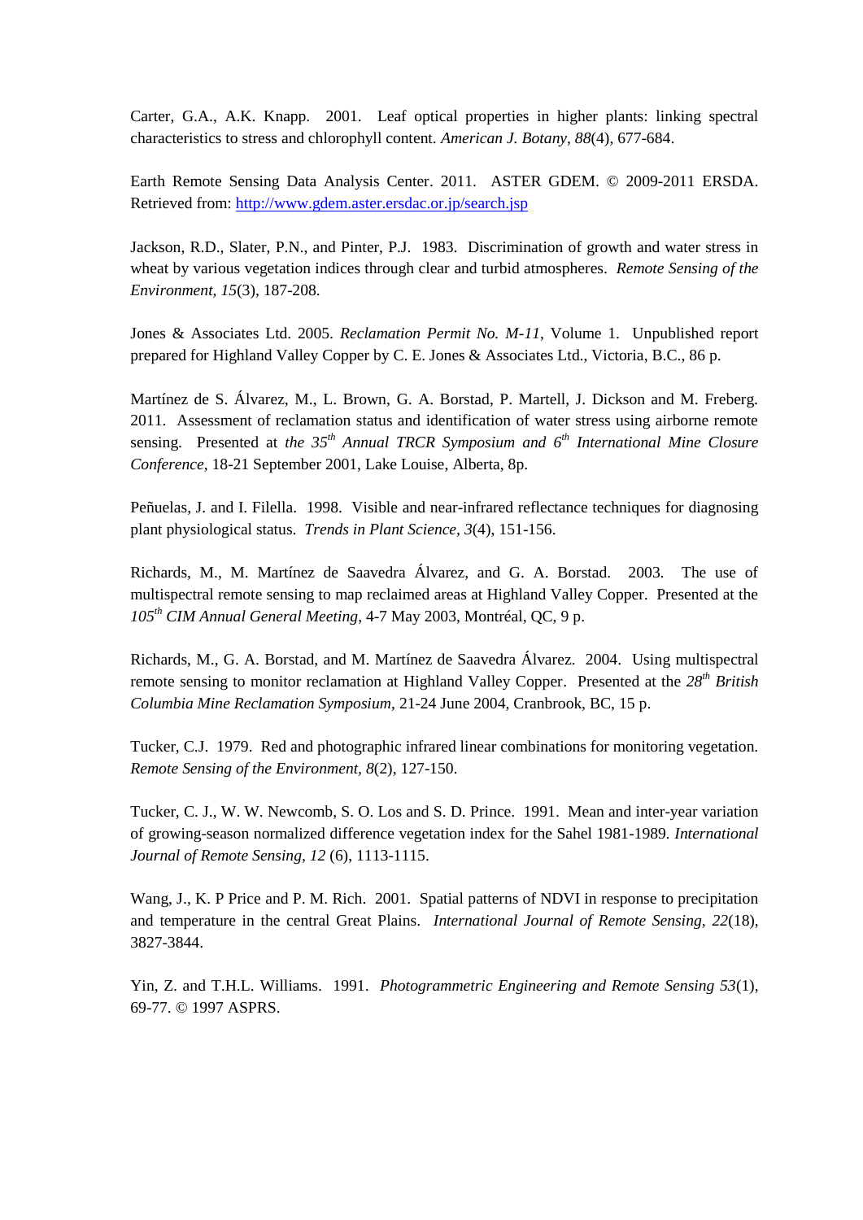Carter, G.A., A.K. Knapp. 2001. Leaf optical properties in higher plants: linking spectral characteristics to stress and chlorophyll content. *American J. Botany, 88*(4), 677-684.

Earth Remote Sensing Data Analysis Center. 2011. ASTER GDEM. © 2009-2011 ERSDA. Retrieved from: http://www.gdem.aster.ersdac.or.jp/search.jsp

Jackson, R.D., Slater, P.N., and Pinter, P.J. 1983. Discrimination of growth and water stress in wheat by various vegetation indices through clear and turbid atmospheres. *Remote Sensing of the Environment, 15*(3), 187-208.

Jones & Associates Ltd. 2005. *Reclamation Permit No. M-11*, Volume 1. Unpublished report prepared for Highland Valley Copper by C. E. Jones & Associates Ltd., Victoria, B.C., 86 p.

Martínez de S. Álvarez, M., L. Brown, G. A. Borstad, P. Martell, J. Dickson and M. Freberg. 2011. Assessment of reclamation status and identification of water stress using airborne remote sensing. Presented at *the 35th Annual TRCR Symposium and 6th International Mine Closure Conference*, 18-21 September 2001, Lake Louise, Alberta, 8p.

Peñuelas, J. and I. Filella. 1998. Visible and near-infrared reflectance techniques for diagnosing plant physiological status. *Trends in Plant Science, 3*(4), 151-156.

Richards, M., M. Martínez de Saavedra Álvarez, and G. A. Borstad. 2003. The use of multispectral remote sensing to map reclaimed areas at Highland Valley Copper. Presented at the *105th CIM Annual General Meeting*, 4-7 May 2003, Montréal, QC, 9 p.

Richards, M., G. A. Borstad, and M. Martínez de Saavedra Álvarez. 2004. Using multispectral remote sensing to monitor reclamation at Highland Valley Copper. Presented at the *28th British Columbia Mine Reclamation Symposium*, 21-24 June 2004, Cranbrook, BC, 15 p.

Tucker, C.J. 1979. Red and photographic infrared linear combinations for monitoring vegetation. *Remote Sensing of the Environment, 8*(2), 127-150.

Tucker, C. J., W. W. Newcomb, S. O. Los and S. D. Prince. 1991. Mean and inter-year variation of growing-season normalized difference vegetation index for the Sahel 1981-1989. *International Journal of Remote Sensing, 12* (6), 1113-1115.

Wang, J., K. P Price and P. M. Rich. 2001. Spatial patterns of NDVI in response to precipitation and temperature in the central Great Plains. *International Journal of Remote Sensing, 22*(18), 3827-3844.

Yin, Z. and T.H.L. Williams. 1991. *Photogrammetric Engineering and Remote Sensing 53*(1), 69-77. © 1997 ASPRS.